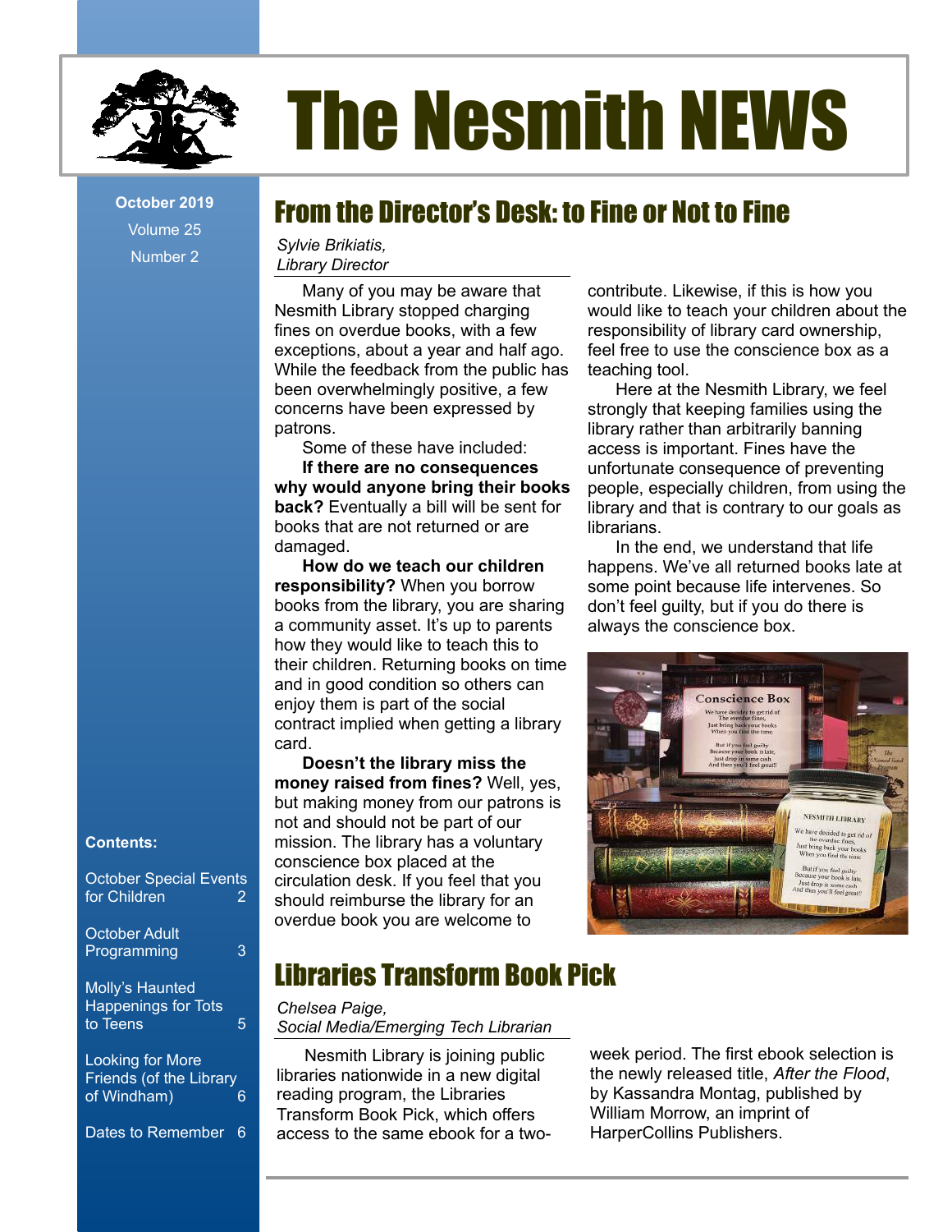# The Nesmith NEWS

**October 2019**
Volume 25
Number 2

**Contents:**

- October Special Events for Children 2
- October Adult Programming 3
- Molly's Haunted Happenings for Tots to Teens 5
- Looking for More Friends (of the Library of Windham) 6
- Dates to Remember 6

## From the Director's Desk: to Fine or Not to Fine

*Sylvie Brikiatis,*
*Library Director*

Many of you may be aware that Nesmith Library stopped charging fines on overdue books, with a few exceptions, about a year and half ago. While the feedback from the public has been overwhelmingly positive, a few concerns have been expressed by patrons.

Some of these have included:

**If there are no consequences why would anyone bring their books back?** Eventually a bill will be sent for books that are not returned or are damaged.

**How do we teach our children responsibility?** When you borrow books from the library, you are sharing a community asset. It's up to parents how they would like to teach this to their children. Returning books on time and in good condition so others can enjoy them is part of the social contract implied when getting a library card.

**Doesn't the library miss the money raised from fines?** Well, yes, but making money from our patrons is not and should not be part of our mission. The library has a voluntary conscience box placed at the circulation desk. If you feel that you should reimburse the library for an overdue book you are welcome to contribute. Likewise, if this is how you would like to teach your children about the responsibility of library card ownership, feel free to use the conscience box as a teaching tool.

Here at the Nesmith Library, we feel strongly that keeping families using the library rather than arbitrarily banning access is important. Fines have the unfortunate consequence of preventing people, especially children, from using the library and that is contrary to our goals as librarians.

In the end, we understand that life happens. We've all returned books late at some point because life intervenes. So don't feel guilty, but if you do there is always the conscience box.

## Libraries Transform Book Pick

*Chelsea Paige,*
*Social Media/Emerging Tech Librarian*

Nesmith Library is joining public libraries nationwide in a new digital reading program, the Libraries Transform Book Pick, which offers access to the same ebook for a two-week period. The first ebook selection is the newly released title, *After the Flood*, by Kassandra Montag, published by William Morrow, an imprint of HarperCollins Publishers.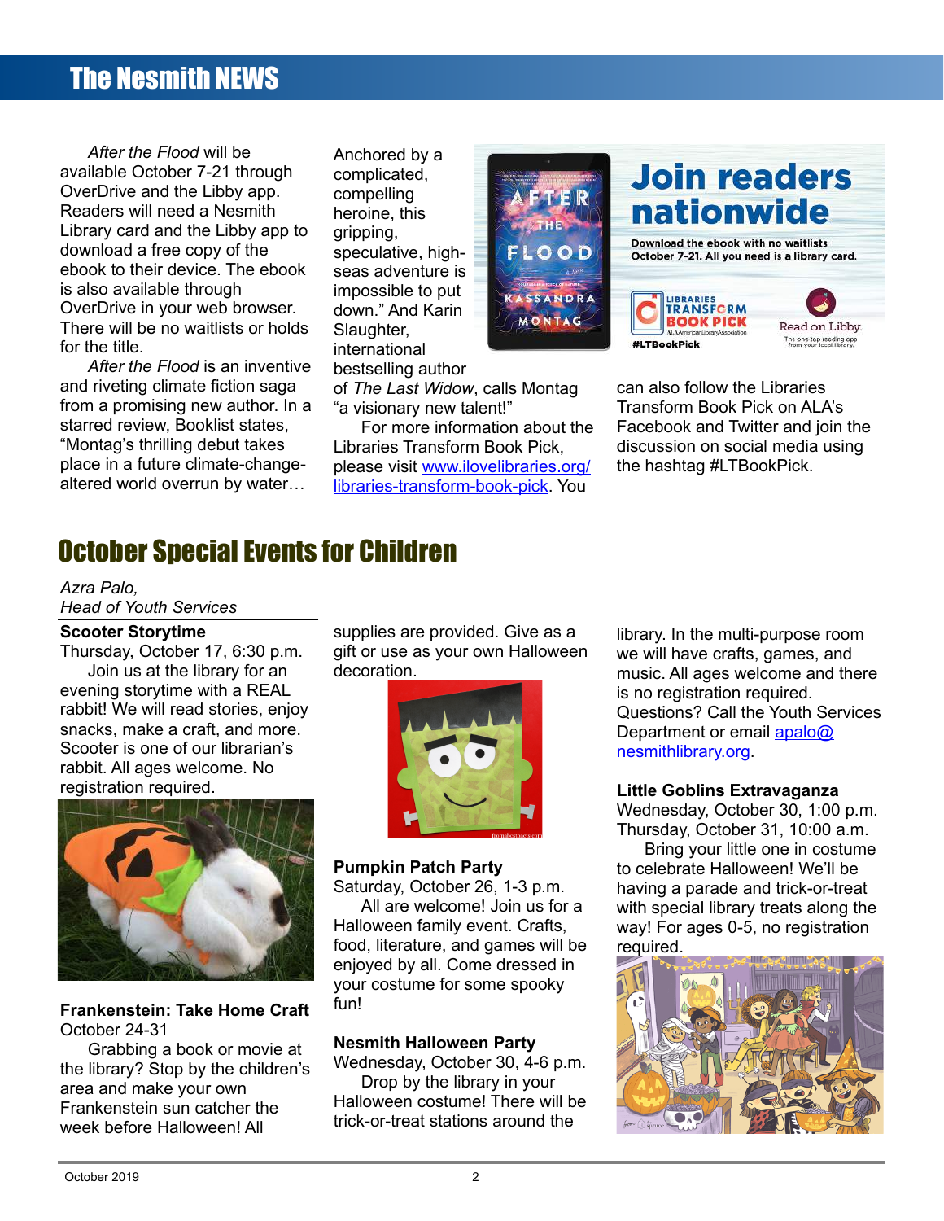*After the Flood* will be available October 7-21 through OverDrive and the Libby app. Readers will need a Nesmith Library card and the Libby app to download a free copy of the ebook to their device. The ebook is also available through OverDrive in your web browser. There will be no waitlists or holds for the title.

*After the Flood* is an inventive and riveting climate fiction saga from a promising new author. In a starred review, Booklist states, “Montag’s thrilling debut takes place in a future climate-change-altered world overrun by water… Anchored by a complicated, compelling heroine, this gripping, speculative, high-seas adventure is impossible to put down.” And Karin Slaughter, international bestselling author of *The Last Widow*, calls Montag “a visionary new talent!”

For more information about the Libraries Transform Book Pick, please visit [www.ilovelibraries.org/libraries-transform-book-pick](http://www.ilovelibraries.org/libraries-transform-book-pick). You can also follow the Libraries Transform Book Pick on ALA’s Facebook and Twitter and join the discussion on social media using the hashtag #LTBookPick.

**Join readers nationwide**

Download the ebook with no waitlists October 7-21. All you need is a library card.

#LTBookPick

# October Special Events for Children

*Azra Palo,*
*Head of Youth Services*

**Scooter Storytime**
Thursday, October 17, 6:30 p.m.

Join us at the library for an evening storytime with a REAL rabbit! We will read stories, enjoy snacks, make a craft, and more. Scooter is one of our librarian’s rabbit. All ages welcome. No registration required.

**Frankenstein: Take Home Craft**
October 24-31

Grabbing a book or movie at the library? Stop by the children’s area and make your own Frankenstein sun catcher the week before Halloween! All supplies are provided. Give as a gift or use as your own Halloween decoration.

**Pumpkin Patch Party**
Saturday, October 26, 1-3 p.m.

All are welcome! Join us for a Halloween family event. Crafts, food, literature, and games will be enjoyed by all. Come dressed in your costume for some spooky fun!

**Nesmith Halloween Party**
Wednesday, October 30, 4-6 p.m.

Drop by the library in your Halloween costume! There will be trick-or-treat stations around the library. In the multi-purpose room we will have crafts, games, and music. All ages welcome and there is no registration required. Questions? Call the Youth Services Department or email [apalo@nesmithlibrary.org](mailto:apalo@nesmithlibrary.org).

**Little Goblins Extravaganza**
Wednesday, October 30, 1:00 p.m.
Thursday, October 31, 10:00 a.m.

Bring your little one in costume to celebrate Halloween! We’ll be having a parade and trick-or-treat with special library treats along the way! For ages 0-5, no registration required.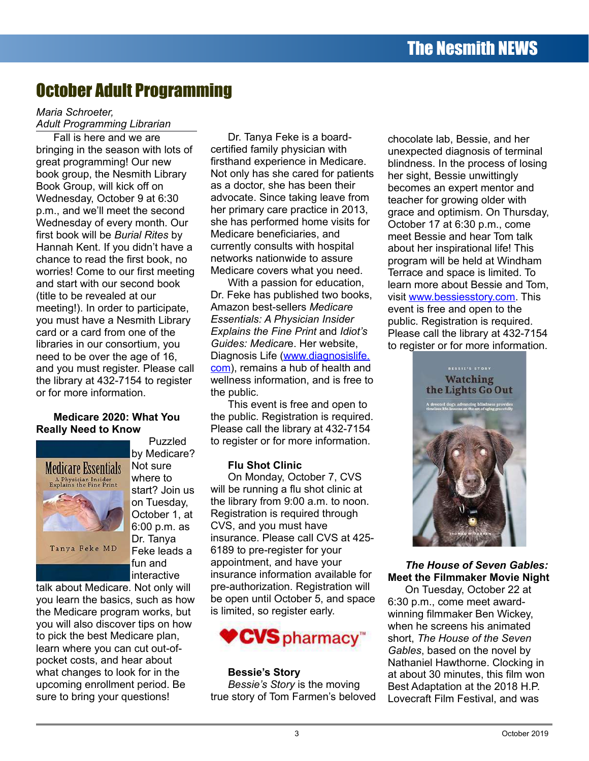# October Adult Programming

*Maria Schroeter,*
*Adult Programming Librarian*

Fall is here and we are bringing in the season with lots of great programming! Our new book group, the Nesmith Library Book Group, will kick off on Wednesday, October 9 at 6:30 p.m., and we'll meet the second Wednesday of every month. Our first book will be *Burial Rites* by Hannah Kent. If you didn't have a chance to read the first book, no worries! Come to our first meeting and start with our second book (title to be revealed at our meeting!). In order to participate, you must have a Nesmith Library card or a card from one of the libraries in our consortium, you need to be over the age of 16, and you must register. Please call the library at 432-7154 to register or for more information.

### Medicare 2020: What You Really Need to Know

Puzzled by Medicare? Not sure where to start? Join us on Tuesday, October 1, at 6:00 p.m. as Dr. Tanya Feke leads a fun and interactive talk about Medicare. Not only will you learn the basics, such as how the Medicare program works, but you will also discover tips on how to pick the best Medicare plan, learn where you can cut out-of-pocket costs, and hear about what changes to look for in the upcoming enrollment period. Be sure to bring your questions!

Dr. Tanya Feke is a board-certified family physician with firsthand experience in Medicare. Not only has she cared for patients as a doctor, she has been their advocate. Since taking leave from her primary care practice in 2013, she has performed home visits for Medicare beneficiaries, and currently consults with hospital networks nationwide to assure Medicare covers what you need.

With a passion for education, Dr. Feke has published two books, Amazon best-sellers *Medicare Essentials: A Physician Insider Explains the Fine Print* and *Idiot's Guides: Medicare*. Her website, Diagnosis Life (www.diagnosislife.com), remains a hub of health and wellness information, and is free to the public.

This event is free and open to the public. Registration is required. Please call the library at 432-7154 to register or for more information.

### Flu Shot Clinic

On Monday, October 7, CVS will be running a flu shot clinic at the library from 9:00 a.m. to noon. Registration is required through CVS, and you must have insurance. Please call CVS at 425-6189 to pre-register for your appointment, and have your insurance information available for pre-authorization. Registration will be open until October 5, and space is limited, so register early.

### Bessie's Story

*Bessie's Story* is the moving true story of Tom Farmen's beloved chocolate lab, Bessie, and her unexpected diagnosis of terminal blindness. In the process of losing her sight, Bessie unwittingly becomes an expert mentor and teacher for growing older with grace and optimism. On Thursday, October 17 at 6:30 p.m., come meet Bessie and hear Tom talk about her inspirational life! This program will be held at Windham Terrace and space is limited. To learn more about Bessie and Tom, visit www.bessiesstory.com. This event is free and open to the public. Registration is required. Please call the library at 432-7154 to register or for more information.

### *The House of Seven Gables:* Meet the Filmmaker Movie Night

On Tuesday, October 22 at 6:30 p.m., come meet award-winning filmmaker Ben Wickey, when he screens his animated short, *The House of the Seven Gables*, based on the novel by Nathaniel Hawthorne. Clocking in at about 30 minutes, this film won Best Adaptation at the 2018 H.P. Lovecraft Film Festival, and was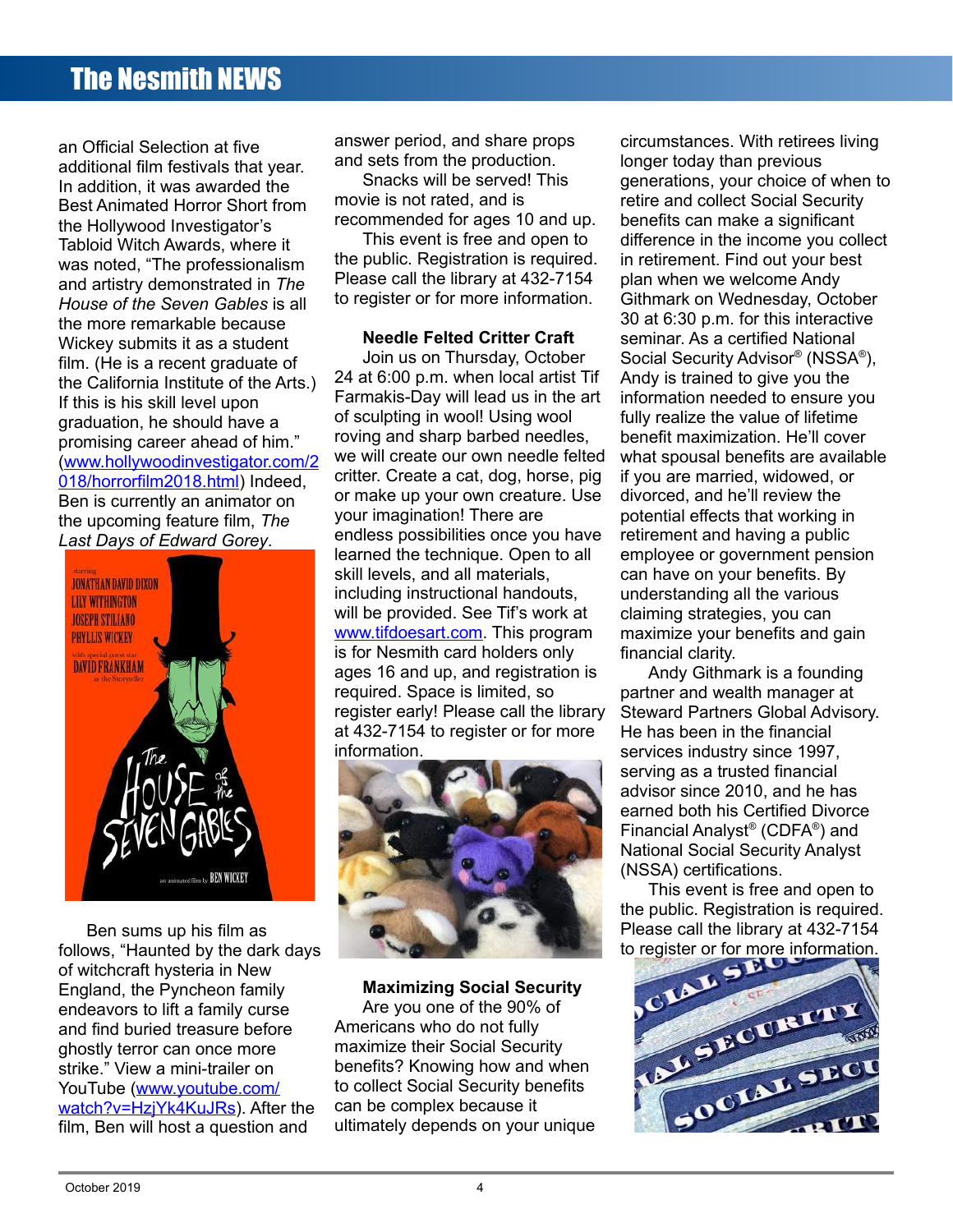an Official Selection at five additional film festivals that year. In addition, it was awarded the Best Animated Horror Short from the Hollywood Investigator's Tabloid Witch Awards, where it was noted, "The professionalism and artistry demonstrated in *The House of the Seven Gables* is all the more remarkable because Wickey submits it as a student film. (He is a recent graduate of the California Institute of the Arts.) If this is his skill level upon graduation, he should have a promising career ahead of him." (www.hollywoodinvestigator.com/2018/horrorfilm2018.html) Indeed, Ben is currently an animator on the upcoming feature film, *The Last Days of Edward Gorey*.

Ben sums up his film as follows, "Haunted by the dark days of witchcraft hysteria in New England, the Pyncheon family endeavors to lift a family curse and find buried treasure before ghostly terror can once more strike." View a mini-trailer on YouTube (www.youtube.com/watch?v=HzjYk4KuJRs). After the film, Ben will host a question and answer period, and share props and sets from the production.

Snacks will be served! This movie is not rated, and is recommended for ages 10 and up.

This event is free and open to the public. Registration is required. Please call the library at 432-7154 to register or for more information.

**Needle Felted Critter Craft**

Join us on Thursday, October 24 at 6:00 p.m. when local artist Tif Farmakis-Day will lead us in the art of sculpting in wool! Using wool roving and sharp barbed needles, we will create our own needle felted critter. Create a cat, dog, horse, pig or make up your own creature. Use your imagination! There are endless possibilities once you have learned the technique. Open to all skill levels, and all materials, including instructional handouts, will be provided. See Tif's work at www.tifdoesart.com. This program is for Nesmith card holders only ages 16 and up, and registration is required. Space is limited, so register early! Please call the library at 432-7154 to register or for more information.

**Maximizing Social Security**

Are you one of the 90% of Americans who do not fully maximize their Social Security benefits? Knowing how and when to collect Social Security benefits can be complex because it ultimately depends on your unique circumstances. With retirees living longer today than previous generations, your choice of when to retire and collect Social Security benefits can make a significant difference in the income you collect in retirement. Find out your best plan when we welcome Andy Githmark on Wednesday, October 30 at 6:30 p.m. for this interactive seminar. As a certified National Social Security Advisor® (NSSA®), Andy is trained to give you the information needed to ensure you fully realize the value of lifetime benefit maximization. He'll cover what spousal benefits are available if you are married, widowed, or divorced, and he'll review the potential effects that working in retirement and having a public employee or government pension can have on your benefits. By understanding all the various claiming strategies, you can maximize your benefits and gain financial clarity.

Andy Githmark is a founding partner and wealth manager at Steward Partners Global Advisory. He has been in the financial services industry since 1997, serving as a trusted financial advisor since 2010, and he has earned both his Certified Divorce Financial Analyst® (CDFA®) and National Social Security Analyst (NSSA) certifications.

This event is free and open to the public. Registration is required. Please call the library at 432-7154 to register or for more information.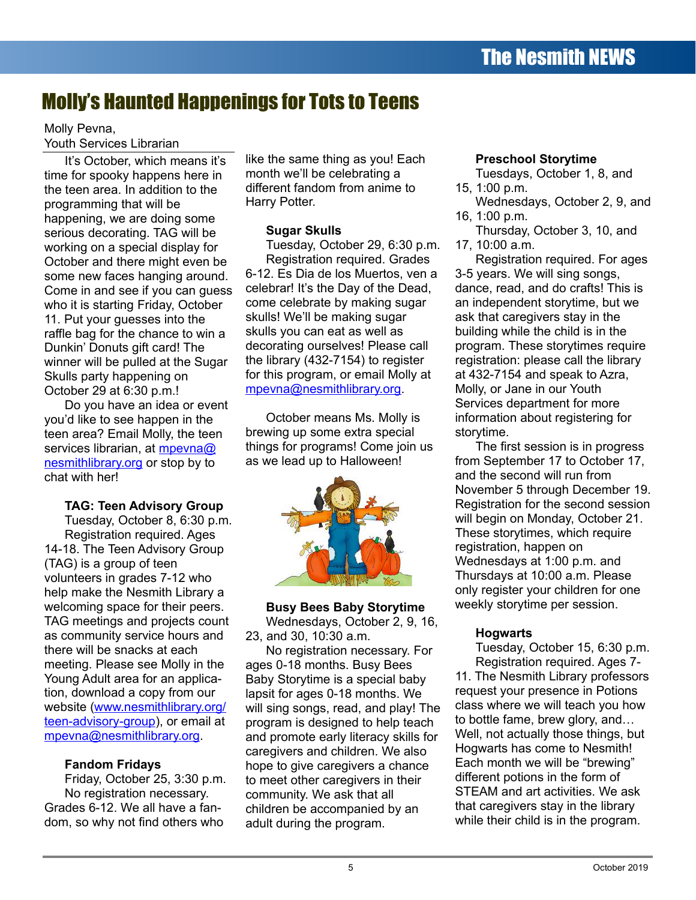# Molly's Haunted Happenings for Tots to Teens

Molly Pevna,
Youth Services Librarian

It's October, which means it's time for spooky happens here in the teen area. In addition to the programming that will be happening, we are doing some serious decorating. TAG will be working on a special display for October and there might even be some new faces hanging around. Come in and see if you can guess who it is starting Friday, October 11. Put your guesses into the raffle bag for the chance to win a Dunkin' Donuts gift card! The winner will be pulled at the Sugar Skulls party happening on October 29 at 6:30 p.m.!

Do you have an idea or event you'd like to see happen in the teen area? Email Molly, the teen services librarian, at mpevna@nesmithlibrary.org or stop by to chat with her!

**TAG: Teen Advisory Group**

Tuesday, October 8, 6:30 p.m.

Registration required. Ages 14-18. The Teen Advisory Group (TAG) is a group of teen volunteers in grades 7-12 who help make the Nesmith Library a welcoming space for their peers. TAG meetings and projects count as community service hours and there will be snacks at each meeting. Please see Molly in the Young Adult area for an application, download a copy from our website (www.nesmithlibrary.org/teen-advisory-group), or email at mpevna@nesmithlibrary.org.

**Fandom Fridays**

Friday, October 25, 3:30 p.m.

No registration necessary. Grades 6-12. We all have a fandom, so why not find others who like the same thing as you! Each month we'll be celebrating a different fandom from anime to Harry Potter.

**Sugar Skulls**

Tuesday, October 29, 6:30 p.m.

Registration required. Grades 6-12. Es Dia de los Muertos, ven a celebrar! It's the Day of the Dead, come celebrate by making sugar skulls! We'll be making sugar skulls you can eat as well as decorating ourselves! Please call the library (432-7154) to register for this program, or email Molly at mpevna@nesmithlibrary.org.

October means Ms. Molly is brewing up some extra special things for programs! Come join us as we lead up to Halloween!

**Busy Bees Baby Storytime**

Wednesdays, October 2, 9, 16, 23, and 30, 10:30 a.m.

No registration necessary. For ages 0-18 months. Busy Bees Baby Storytime is a special baby lapsit for ages 0-18 months. We will sing songs, read, and play! The program is designed to help teach and promote early literacy skills for caregivers and children. We also hope to give caregivers a chance to meet other caregivers in their community. We ask that all children be accompanied by an adult during the program.

**Preschool Storytime**

Tuesdays, October 1, 8, and 15, 1:00 p.m.

Wednesdays, October 2, 9, and 16, 1:00 p.m.

Thursday, October 3, 10, and 17, 10:00 a.m.

Registration required. For ages 3-5 years. We will sing songs, dance, read, and do crafts! This is an independent storytime, but we ask that caregivers stay in the building while the child is in the program. These storytimes require registration: please call the library at 432-7154 and speak to Azra, Molly, or Jane in our Youth Services department for more information about registering for storytime.

The first session is in progress from September 17 to October 17, and the second will run from November 5 through December 19. Registration for the second session will begin on Monday, October 21. These storytimes, which require registration, happen on Wednesdays at 1:00 p.m. and Thursdays at 10:00 a.m. Please only register your children for one weekly storytime per session.

**Hogwarts**

Tuesday, October 15, 6:30 p.m.

Registration required. Ages 7-11. The Nesmith Library professors request your presence in Potions class where we will teach you how to bottle fame, brew glory, and… Well, not actually those things, but Hogwarts has come to Nesmith! Each month we will be "brewing" different potions in the form of STEAM and art activities. We ask that caregivers stay in the library while their child is in the program.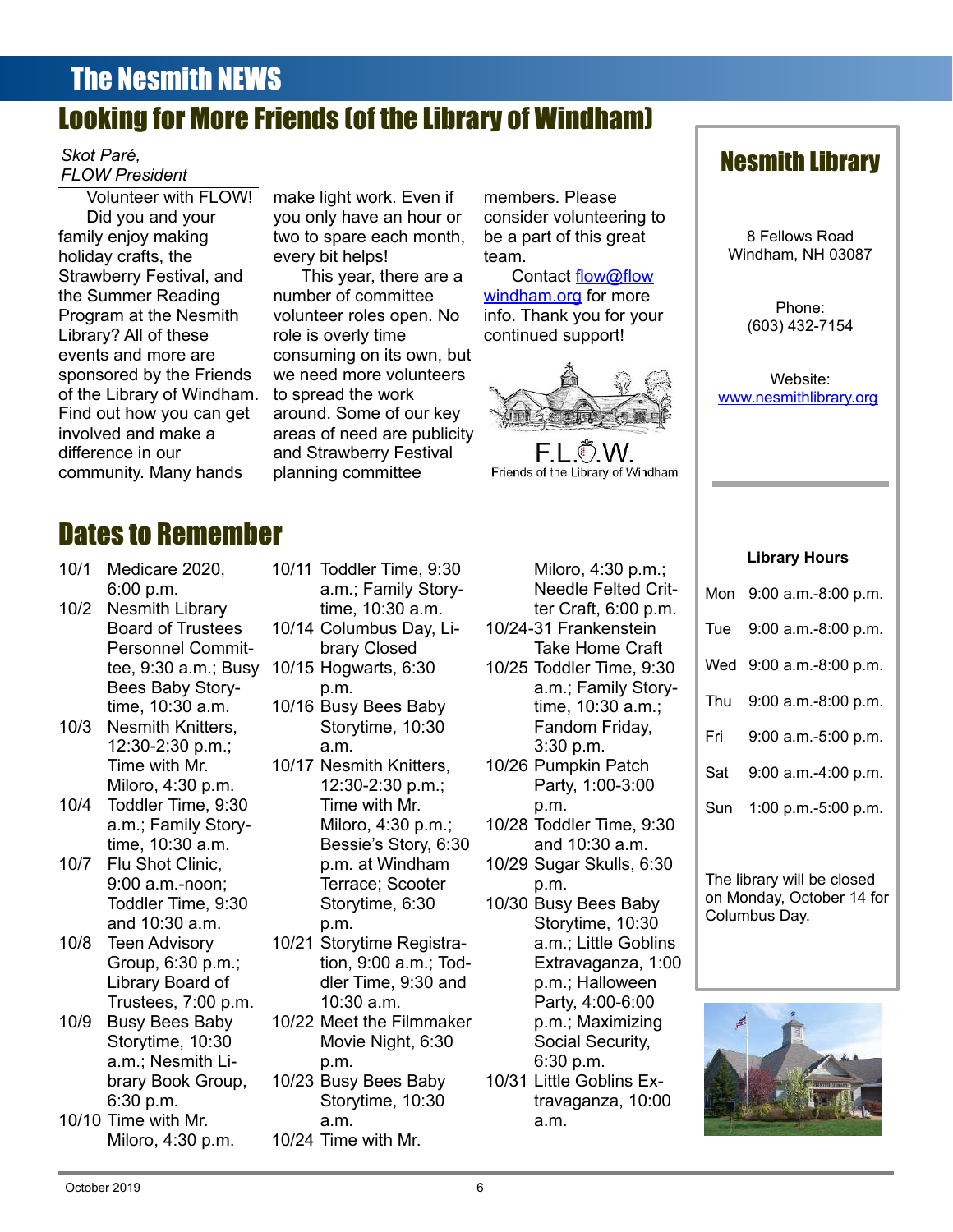# The Nesmith NEWS

## Looking for More Friends (of the Library of Windham)

*Skot Paré,*
*FLOW President*

Volunteer with FLOW!

Did you and your family enjoy making holiday crafts, the Strawberry Festival, and the Summer Reading Program at the Nesmith Library? All of these events and more are sponsored by the Friends of the Library of Windham. Find out how you can get involved and make a difference in our community. Many hands make light work. Even if you only have an hour or two to spare each month, every bit helps!

This year, there are a number of committee volunteer roles open. No role is overly time consuming on its own, but we need more volunteers to spread the work around. Some of our key areas of need are publicity and Strawberry Festival planning committee members. Please consider volunteering to be a part of this great team.

Contact flow@flowwindham.org for more info. Thank you for your continued support!

F.L.O.W.
Friends of the Library of Windham

## Dates to Remember

- 10/1 Medicare 2020, 6:00 p.m.
- 10/2 Nesmith Library Board of Trustees Personnel Committee, 9:30 a.m.; Busy Bees Baby Storytime, 10:30 a.m.
- 10/3 Nesmith Knitters, 12:30-2:30 p.m.; Time with Mr. Miloro, 4:30 p.m.
- 10/4 Toddler Time, 9:30 a.m.; Family Storytime, 10:30 a.m.
- 10/7 Flu Shot Clinic, 9:00 a.m.-noon; Toddler Time, 9:30 and 10:30 a.m.
- 10/8 Teen Advisory Group, 6:30 p.m.; Library Board of Trustees, 7:00 p.m.
- 10/9 Busy Bees Baby Storytime, 10:30 a.m.; Nesmith Library Book Group, 6:30 p.m.
- 10/10 Time with Mr. Miloro, 4:30 p.m.
- 10/11 Toddler Time, 9:30 a.m.; Family Storytime, 10:30 a.m.
- 10/14 Columbus Day, Library Closed
- 10/15 Hogwarts, 6:30 p.m.
- 10/16 Busy Bees Baby Storytime, 10:30 a.m.
- 10/17 Nesmith Knitters, 12:30-2:30 p.m.; Time with Mr. Miloro, 4:30 p.m.; Bessie's Story, 6:30 p.m. at Windham Terrace; Scooter Storytime, 6:30 p.m.
- 10/21 Storytime Registration, 9:00 a.m.; Toddler Time, 9:30 and 10:30 a.m.
- 10/22 Meet the Filmmaker Movie Night, 6:30 p.m.
- 10/23 Busy Bees Baby Storytime, 10:30 a.m.
- 10/24 Time with Mr. Miloro, 4:30 p.m.; Needle Felted Critter Craft, 6:00 p.m.
- 10/24-31 Frankenstein Take Home Craft
- 10/25 Toddler Time, 9:30 a.m.; Family Storytime, 10:30 a.m.; Fandom Friday, 3:30 p.m.
- 10/26 Pumpkin Patch Party, 1:00-3:00 p.m.
- 10/28 Toddler Time, 9:30 and 10:30 a.m.
- 10/29 Sugar Skulls, 6:30 p.m.
- 10/30 Busy Bees Baby Storytime, 10:30 a.m.; Little Goblins Extravaganza, 1:00 p.m.; Halloween Party, 4:00-6:00 p.m.; Maximizing Social Security, 6:30 p.m.
- 10/31 Little Goblins Extravaganza, 10:00 a.m.

## Nesmith Library

8 Fellows Road
Windham, NH 03087

Phone:
(603) 432-7154

Website:
www.nesmithlibrary.org

**Library Hours**

| | |
|---|---|
| Mon | 9:00 a.m.-8:00 p.m. |
| Tue | 9:00 a.m.-8:00 p.m. |
| Wed | 9:00 a.m.-8:00 p.m. |
| Thu | 9:00 a.m.-8:00 p.m. |
| Fri | 9:00 a.m.-5:00 p.m. |
| Sat | 9:00 a.m.-4:00 p.m. |
| Sun | 1:00 p.m.-5:00 p.m. |

The library will be closed on Monday, October 14 for Columbus Day.